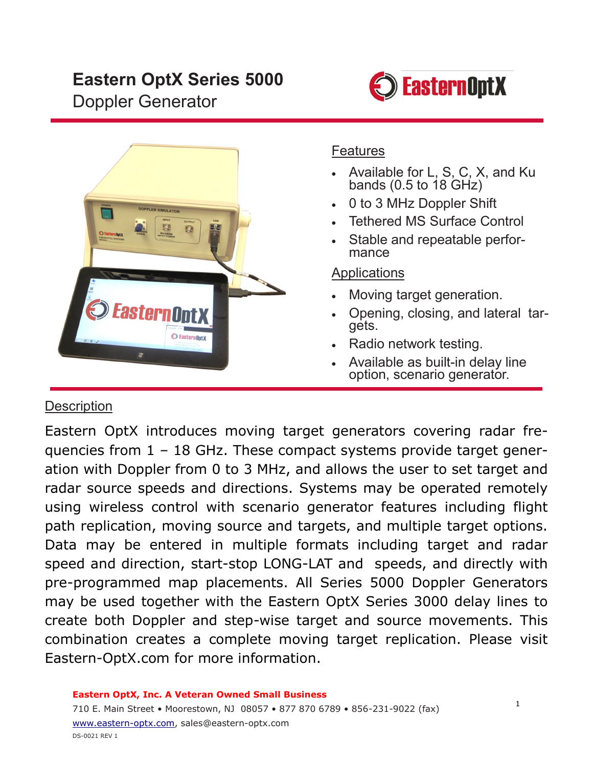# Eastern OptX Series 5000

Doppler Generator

## Features

- Available for L, S, C, X, and Ku bands (0.5 to 18 GHz)
- 0 to 3 MHz Doppler Shift
- Tethered MS Surface Control
- Stable and repeatable performance

## Applications

- Moving target generation.
- Opening, closing, and lateral targets.
- Radio network testing.
- Available as built-in delay line option, scenario generator.

## Description

Eastern OptX introduces moving target generators covering radar frequencies from 1 – 18 GHz. These compact systems provide target generation with Doppler from 0 to 3 MHz, and allows the user to set target and radar source speeds and directions. Systems may be operated remotely using wireless control with scenario generator features including flight path replication, moving source and targets, and multiple target options. Data may be entered in multiple formats including target and radar speed and direction, start-stop LONG-LAT and speeds, and directly with pre-programmed map placements. All Series 5000 Doppler Generators may be used together with the Eastern OptX Series 3000 delay lines to create both Doppler and step-wise target and source movements. This combination creates a complete moving target replication. Please visit Eastern-OptX.com for more information.

**Eastern OptX, Inc. A Veteran Owned Small Business**

710 E. Main Street • Moorestown, NJ 08057 • 877 870 6789 • 856-231-9022 (fax)

www.eastern-optx.com, sales@eastern-optx.com

DS-0021 REV 1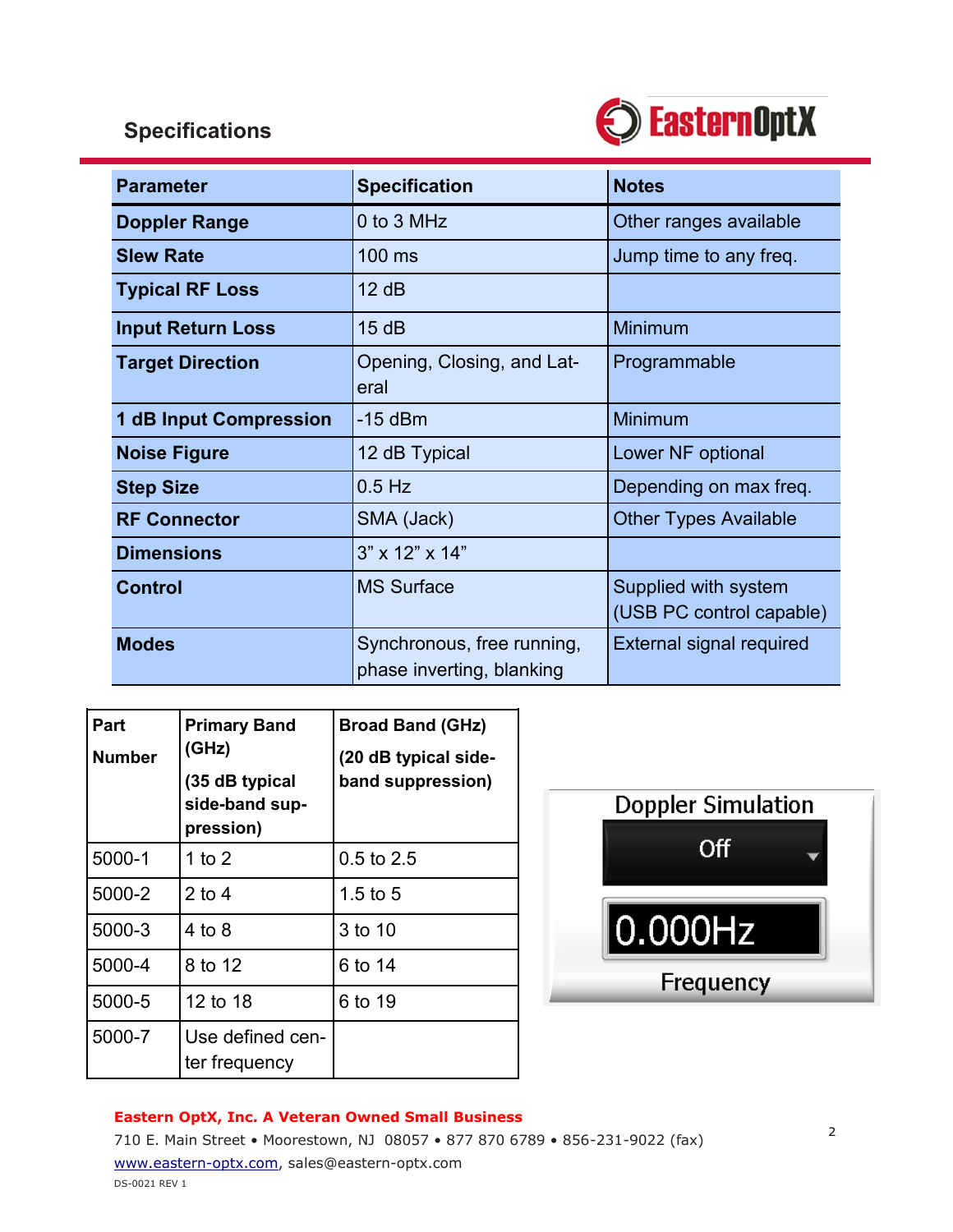## Specifications

| Parameter | Specification | Notes |
|---|---|---|
| **Doppler Range** | 0 to 3 MHz | Other ranges available |
| **Slew Rate** | 100 ms | Jump time to any freq. |
| **Typical RF Loss** | 12 dB | |
| **Input Return Loss** | 15 dB | Minimum |
| **Target Direction** | Opening, Closing, and Lateral | Programmable |
| **1 dB Input Compression** | -15 dBm | Minimum |
| **Noise Figure** | 12 dB Typical | Lower NF optional |
| **Step Size** | 0.5 Hz | Depending on max freq. |
| **RF Connector** | SMA (Jack) | Other Types Available |
| **Dimensions** | 3” x 12” x 14” | |
| **Control** | MS Surface | Supplied with system (USB PC control capable) |
| **Modes** | Synchronous, free running, phase inverting, blanking | External signal required |

| Part Number | Primary Band (GHz) (35 dB typical side-band suppression) | Broad Band (GHz) (20 dB typical side-band suppression) |
|---|---|---|
| 5000-1 | 1 to 2 | 0.5 to 2.5 |
| 5000-2 | 2 to 4 | 1.5 to 5 |
| 5000-3 | 4 to 8 | 3 to 10 |
| 5000-4 | 8 to 12 | 6 to 14 |
| 5000-5 | 12 to 18 | 6 to 19 |
| 5000-7 | Use defined center frequency | |

Doppler Simulation

Off

0.000Hz

Frequency

**Eastern OptX, Inc. A Veteran Owned Small Business**

710 E. Main Street • Moorestown, NJ 08057 • 877 870 6789 • 856-231-9022 (fax)

www.eastern-optx.com, sales@eastern-optx.com

DS-0021 REV 1